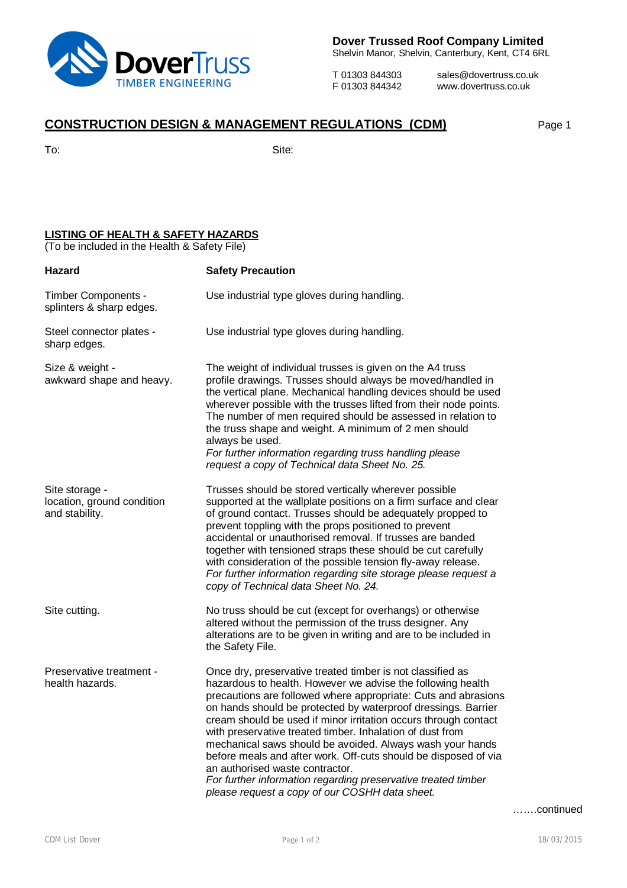**Dover Trussed Roof Company Limited**
Shelvin Manor, Shelvin, Canterbury, Kent, CT4 6RL

T 01303 844303
F 01303 844342

sales@dovertruss.co.uk
www.dovertruss.co.uk

## CONSTRUCTION DESIGN & MANAGEMENT REGULATIONS (CDM)

To: Site:

### LISTING OF HEALTH & SAFETY HAZARDS

(To be included in the Health & Safety File)

| Hazard | Safety Precaution |
|---|---|
| Timber Components - splinters & sharp edges. | Use industrial type gloves during handling. |
| Steel connector plates - sharp edges. | Use industrial type gloves during handling. |
| Size & weight - awkward shape and heavy. | The weight of individual trusses is given on the A4 truss profile drawings. Trusses should always be moved/handled in the vertical plane. Mechanical handling devices should be used wherever possible with the trusses lifted from their node points. The number of men required should be assessed in relation to the truss shape and weight. A minimum of 2 men should always be used. *For further information regarding truss handling please request a copy of Technical data Sheet No. 25.* |
| Site storage - location, ground condition and stability. | Trusses should be stored vertically wherever possible supported at the wallplate positions on a firm surface and clear of ground contact. Trusses should be adequately propped to prevent toppling with the props positioned to prevent accidental or unauthorised removal. If trusses are banded together with tensioned straps these should be cut carefully with consideration of the possible tension fly-away release. *For further information regarding site storage please request a copy of Technical data Sheet No. 24.* |
| Site cutting. | No truss should be cut (except for overhangs) or otherwise altered without the permission of the truss designer. Any alterations are to be given in writing and are to be included in the Safety File. |
| Preservative treatment - health hazards. | Once dry, preservative treated timber is not classified as hazardous to health. However we advise the following health precautions are followed where appropriate: Cuts and abrasions on hands should be protected by waterproof dressings. Barrier cream should be used if minor irritation occurs through contact with preservative treated timber. Inhalation of dust from mechanical saws should be avoided. Always wash your hands before meals and after work. Off-cuts should be disposed of via an authorised waste contractor. *For further information regarding preservative treated timber please request a copy of our COSHH data sheet.* |

…….continued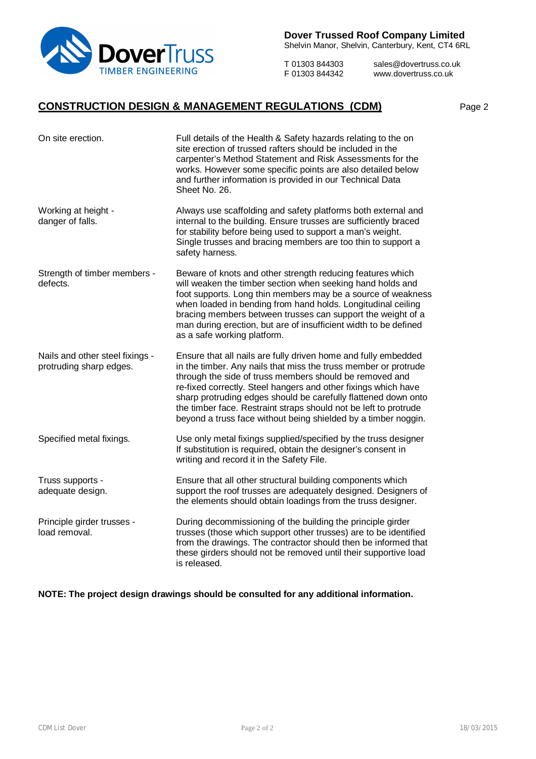## CONSTRUCTION DESIGN & MANAGEMENT REGULATIONS (CDM)

| | |
|---|---|
| On site erection. | Full details of the Health & Safety hazards relating to the on site erection of trussed rafters should be included in the carpenter's Method Statement and Risk Assessments for the works. However some specific points are also detailed below and further information is provided in our Technical Data Sheet No. 26. |
| Working at height - danger of falls. | Always use scaffolding and safety platforms both external and internal to the building. Ensure trusses are sufficiently braced for stability before being used to support a man's weight. Single trusses and bracing members are too thin to support a safety harness. |
| Strength of timber members - defects. | Beware of knots and other strength reducing features which will weaken the timber section when seeking hand holds and foot supports. Long thin members may be a source of weakness when loaded in bending from hand holds. Longitudinal ceiling bracing members between trusses can support the weight of a man during erection, but are of insufficient width to be defined as a safe working platform. |
| Nails and other steel fixings - protruding sharp edges. | Ensure that all nails are fully driven home and fully embedded in the timber. Any nails that miss the truss member or protrude through the side of truss members should be removed and re-fixed correctly. Steel hangers and other fixings which have sharp protruding edges should be carefully flattened down onto the timber face. Restraint straps should not be left to protrude beyond a truss face without being shielded by a timber noggin. |
| Specified metal fixings. | Use only metal fixings supplied/specified by the truss designer If substitution is required, obtain the designer's consent in writing and record it in the Safety File. |
| Truss supports - adequate design. | Ensure that all other structural building components which support the roof trusses are adequately designed. Designers of the elements should obtain loadings from the truss designer. |
| Principle girder trusses - load removal. | During decommissioning of the building the principle girder trusses (those which support other trusses) are to be identified from the drawings. The contractor should then be informed that these girders should not be removed until their supportive load is released. |

**NOTE: The project design drawings should be consulted for any additional information.**